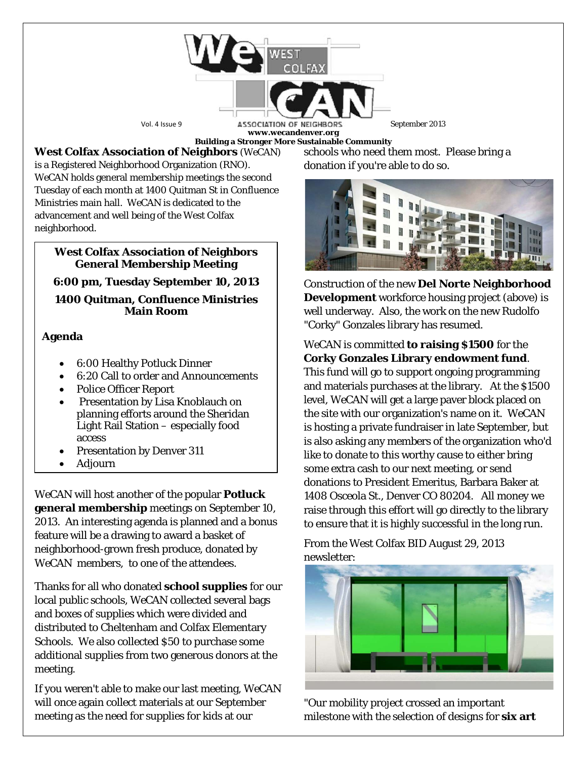# WeCAN West Colfax Association of Neighbors

Vol. 4 Issue 9 — September 2013

**www.wecandenver.org**

**Building a Stronger More Sustainable Community**

**West Colfax Association of Neighbors** (WeCAN) is a Registered Neighborhood Organization (RNO). WeCAN holds general membership meetings the second Tuesday of each month at 1400 Quitman St in Confluence Ministries main hall. WeCAN is dedicated to the advancement and well being of the West Colfax neighborhood.

> **West Colfax Association of Neighbors General Membership Meeting**
>
> **6:00 pm, Tuesday September 10, 2013**
>
> **1400 Quitman, Confluence Ministries Main Room**
>
> **Agenda**
>
> - 6:00 Healthy Potluck Dinner
> - 6:20 Call to order and Announcements
> - Police Officer Report
> - Presentation by Lisa Knoblauch on planning efforts around the Sheridan Light Rail Station – especially food access
> - Presentation by Denver 311
> - Adjourn

WeCAN will host another of the popular **Potluck general membership** meetings on September 10, 2013. An interesting agenda is planned and a bonus feature will be a drawing to award a basket of neighborhood-grown fresh produce, donated by WeCAN members, to one of the attendees.

Thanks for all who donated **school supplies** for our local public schools, WeCAN collected several bags and boxes of supplies which were divided and distributed to Cheltenham and Colfax Elementary Schools. We also collected $50 to purchase some additional supplies from two generous donors at the meeting.

If you weren't able to make our last meeting, WeCAN will once again collect materials at our September meeting as the need for supplies for kids at our schools who need them most. Please bring a donation if you're able to do so.

Construction of the new **Del Norte Neighborhood Development** workforce housing project (above) is well underway. Also, the work on the new Rudolfo "Corky" Gonzales library has resumed.

WeCAN is committed **to raising $1500** for the **Corky Gonzales Library endowment fund**. This fund will go to support ongoing programming and materials purchases at the library. At the $1500 level, WeCAN will get a large paver block placed on the site with our organization's name on it. WeCAN is hosting a private fundraiser in late September, but is also asking any members of the organization who'd like to donate to this worthy cause to either bring some extra cash to our next meeting, or send donations to President Emeritus, Barbara Baker at 1408 Osceola St., Denver CO 80204. All money we raise through this effort will go directly to the library to ensure that it is highly successful in the long run.

From the West Colfax BID August 29, 2013 newsletter:

"Our mobility project crossed an important milestone with the selection of designs for **six art**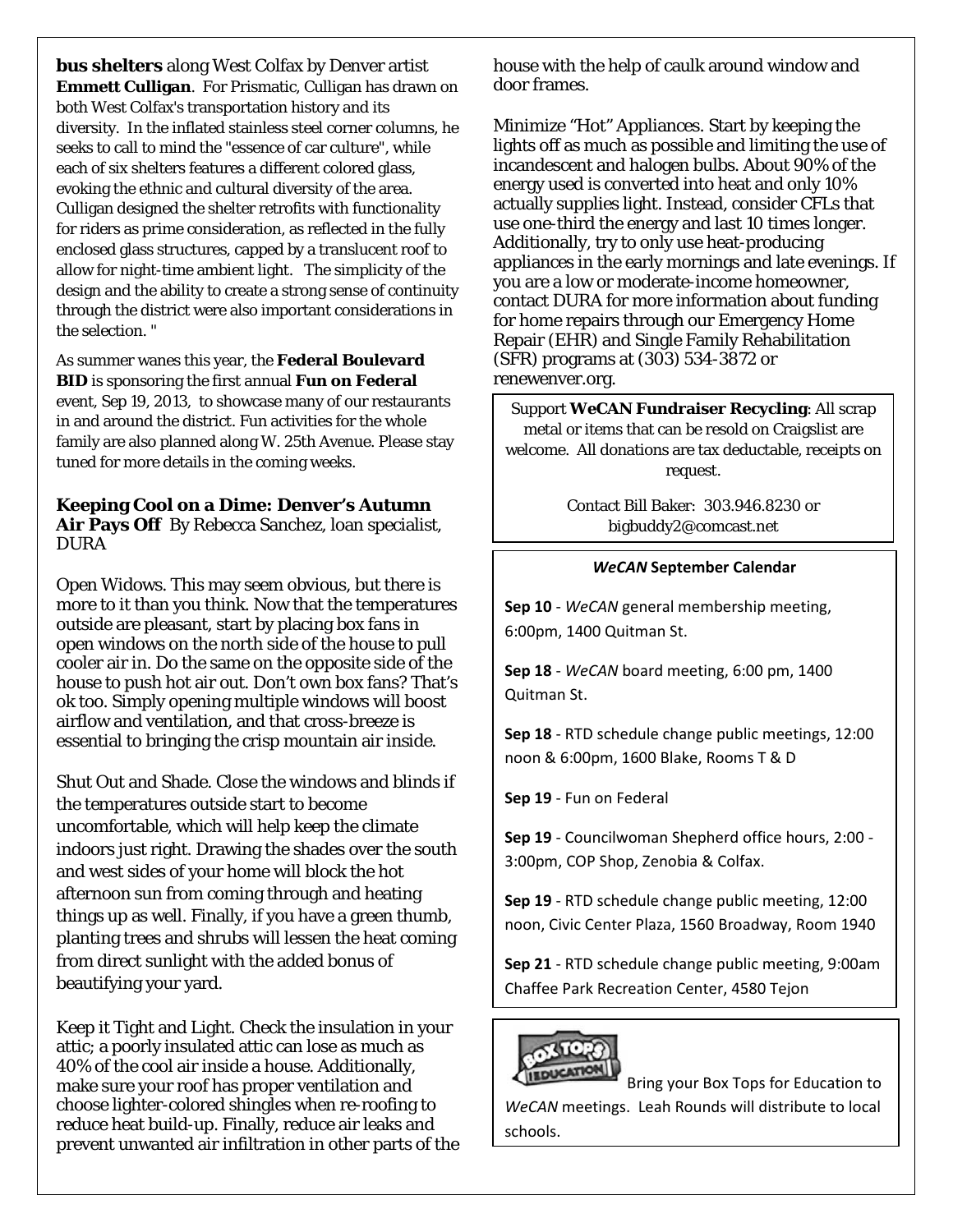**bus shelters** along West Colfax by Denver artist **Emmett Culligan**. For Prismatic, Culligan has drawn on both West Colfax's transportation history and its diversity. In the inflated stainless steel corner columns, he seeks to call to mind the "essence of car culture", while each of six shelters features a different colored glass, evoking the ethnic and cultural diversity of the area. Culligan designed the shelter retrofits with functionality for riders as prime consideration, as reflected in the fully enclosed glass structures, capped by a translucent roof to allow for night-time ambient light. The simplicity of the design and the ability to create a strong sense of continuity through the district were also important considerations in the selection. "

As summer wanes this year, the **Federal Boulevard BID** is sponsoring the first annual **Fun on Federal** event, Sep 19, 2013, to showcase many of our restaurants in and around the district. Fun activities for the whole family are also planned along W. 25th Avenue. Please stay tuned for more details in the coming weeks.

**Keeping Cool on a Dime: Denver's Autumn Air Pays Off** By Rebecca Sanchez, loan specialist, DURA

Open Widows. This may seem obvious, but there is more to it than you think. Now that the temperatures outside are pleasant, start by placing box fans in open windows on the north side of the house to pull cooler air in. Do the same on the opposite side of the house to push hot air out. Don't own box fans? That's ok too. Simply opening multiple windows will boost airflow and ventilation, and that cross-breeze is essential to bringing the crisp mountain air inside.

Shut Out and Shade. Close the windows and blinds if the temperatures outside start to become uncomfortable, which will help keep the climate indoors just right. Drawing the shades over the south and west sides of your home will block the hot afternoon sun from coming through and heating things up as well. Finally, if you have a green thumb, planting trees and shrubs will lessen the heat coming from direct sunlight with the added bonus of beautifying your yard.

Keep it Tight and Light. Check the insulation in your attic; a poorly insulated attic can lose as much as 40% of the cool air inside a house. Additionally, make sure your roof has proper ventilation and choose lighter-colored shingles when re-roofing to reduce heat build-up. Finally, reduce air leaks and prevent unwanted air infiltration in other parts of the house with the help of caulk around window and door frames.

Minimize "Hot" Appliances. Start by keeping the lights off as much as possible and limiting the use of incandescent and halogen bulbs. About 90% of the energy used is converted into heat and only 10% actually supplies light. Instead, consider CFLs that use one-third the energy and last 10 times longer. Additionally, try to only use heat-producing appliances in the early mornings and late evenings. If you are a low or moderate-income homeowner, contact DURA for more information about funding for home repairs through our Emergency Home Repair (EHR) and Single Family Rehabilitation (SFR) programs at (303) 534-3872 or renewenver.org.

Support **WeCAN Fundraiser Recycling**: All scrap metal or items that can be resold on Craigslist are welcome. All donations are tax deductable, receipts on request.

Contact Bill Baker: 303.946.8230 or bigbuddy2@comcast.net

***WeCAN* September Calendar**

**Sep 10** - *WeCAN* general membership meeting, 6:00pm, 1400 Quitman St.

**Sep 18** - *WeCAN* board meeting, 6:00 pm, 1400 Quitman St.

**Sep 18** - RTD schedule change public meetings, 12:00 noon & 6:00pm, 1600 Blake, Rooms T & D

**Sep 19** - Fun on Federal

**Sep 19** - Councilwoman Shepherd office hours, 2:00 - 3:00pm, COP Shop, Zenobia & Colfax.

**Sep 19** - RTD schedule change public meeting, 12:00 noon, Civic Center Plaza, 1560 Broadway, Room 1940

**Sep 21** - RTD schedule change public meeting, 9:00am Chaffee Park Recreation Center, 4580 Tejon

Bring your Box Tops for Education to *WeCAN* meetings. Leah Rounds will distribute to local schools.